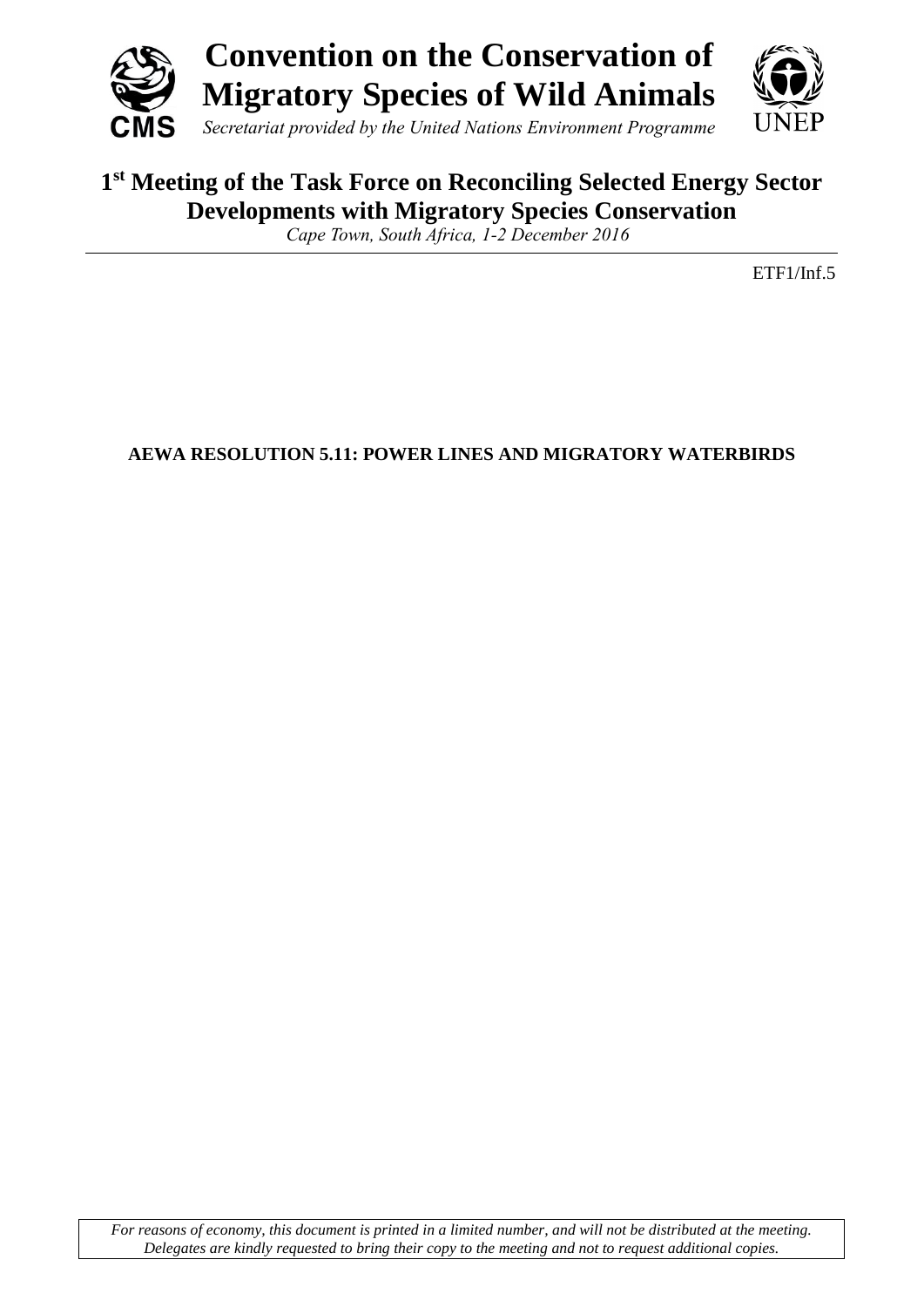# Convention on the Conservation of Migratory Species of Wild Animals

*Secretariat provided by the United Nations Environment Programme*

## 1st Meeting of the Task Force on Reconciling Selected Energy Sector Developments with Migratory Species Conservation

*Cape Town, South Africa, 1-2 December 2016*

ETF1/Inf.5

**AEWA RESOLUTION 5.11: POWER LINES AND MIGRATORY WATERBIRDS**

*For reasons of economy, this document is printed in a limited number, and will not be distributed at the meeting. Delegates are kindly requested to bring their copy to the meeting and not to request additional copies.*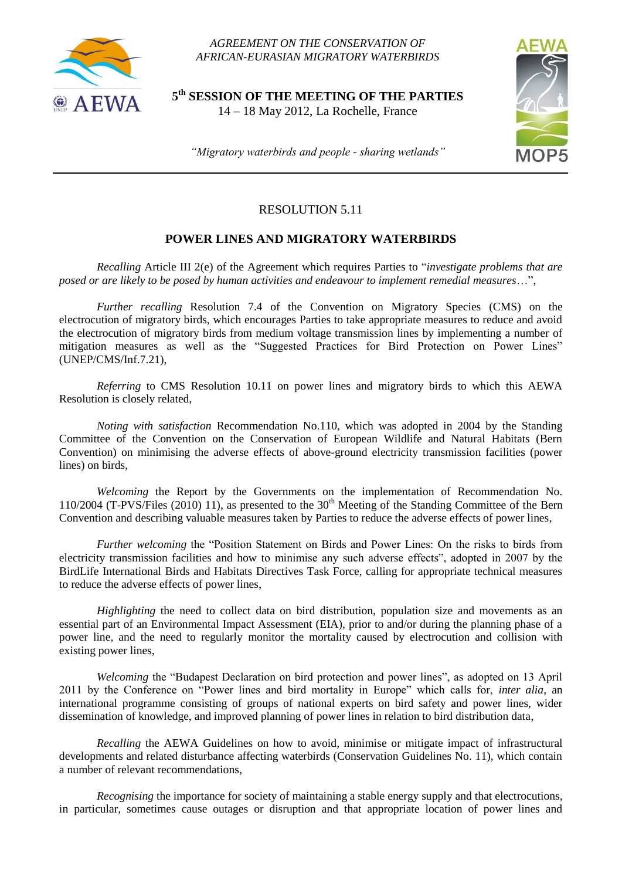*AGREEMENT ON THE CONSERVATION OF AFRICAN-EURASIAN MIGRATORY WATERBIRDS*

**5th SESSION OF THE MEETING OF THE PARTIES**
14 – 18 May 2012, La Rochelle, France

*"Migratory waterbirds and people - sharing wetlands"*

# RESOLUTION 5.11

## POWER LINES AND MIGRATORY WATERBIRDS

*Recalling* Article III 2(e) of the Agreement which requires Parties to "*investigate problems that are posed or are likely to be posed by human activities and endeavour to implement remedial measures*…",

*Further recalling* Resolution 7.4 of the Convention on Migratory Species (CMS) on the electrocution of migratory birds, which encourages Parties to take appropriate measures to reduce and avoid the electrocution of migratory birds from medium voltage transmission lines by implementing a number of mitigation measures as well as the "Suggested Practices for Bird Protection on Power Lines" (UNEP/CMS/Inf.7.21),

*Referring* to CMS Resolution 10.11 on power lines and migratory birds to which this AEWA Resolution is closely related,

*Noting with satisfaction* Recommendation No.110, which was adopted in 2004 by the Standing Committee of the Convention on the Conservation of European Wildlife and Natural Habitats (Bern Convention) on minimising the adverse effects of above-ground electricity transmission facilities (power lines) on birds,

*Welcoming* the Report by the Governments on the implementation of Recommendation No. 110/2004 (T-PVS/Files (2010) 11), as presented to the 30th Meeting of the Standing Committee of the Bern Convention and describing valuable measures taken by Parties to reduce the adverse effects of power lines,

*Further welcoming* the "Position Statement on Birds and Power Lines: On the risks to birds from electricity transmission facilities and how to minimise any such adverse effects", adopted in 2007 by the BirdLife International Birds and Habitats Directives Task Force, calling for appropriate technical measures to reduce the adverse effects of power lines,

*Highlighting* the need to collect data on bird distribution, population size and movements as an essential part of an Environmental Impact Assessment (EIA), prior to and/or during the planning phase of a power line, and the need to regularly monitor the mortality caused by electrocution and collision with existing power lines,

*Welcoming* the "Budapest Declaration on bird protection and power lines", as adopted on 13 April 2011 by the Conference on "Power lines and bird mortality in Europe" which calls for, *inter alia*, an international programme consisting of groups of national experts on bird safety and power lines, wider dissemination of knowledge, and improved planning of power lines in relation to bird distribution data,

*Recalling* the AEWA Guidelines on how to avoid, minimise or mitigate impact of infrastructural developments and related disturbance affecting waterbirds (Conservation Guidelines No. 11), which contain a number of relevant recommendations,

*Recognising* the importance for society of maintaining a stable energy supply and that electrocutions, in particular, sometimes cause outages or disruption and that appropriate location of power lines and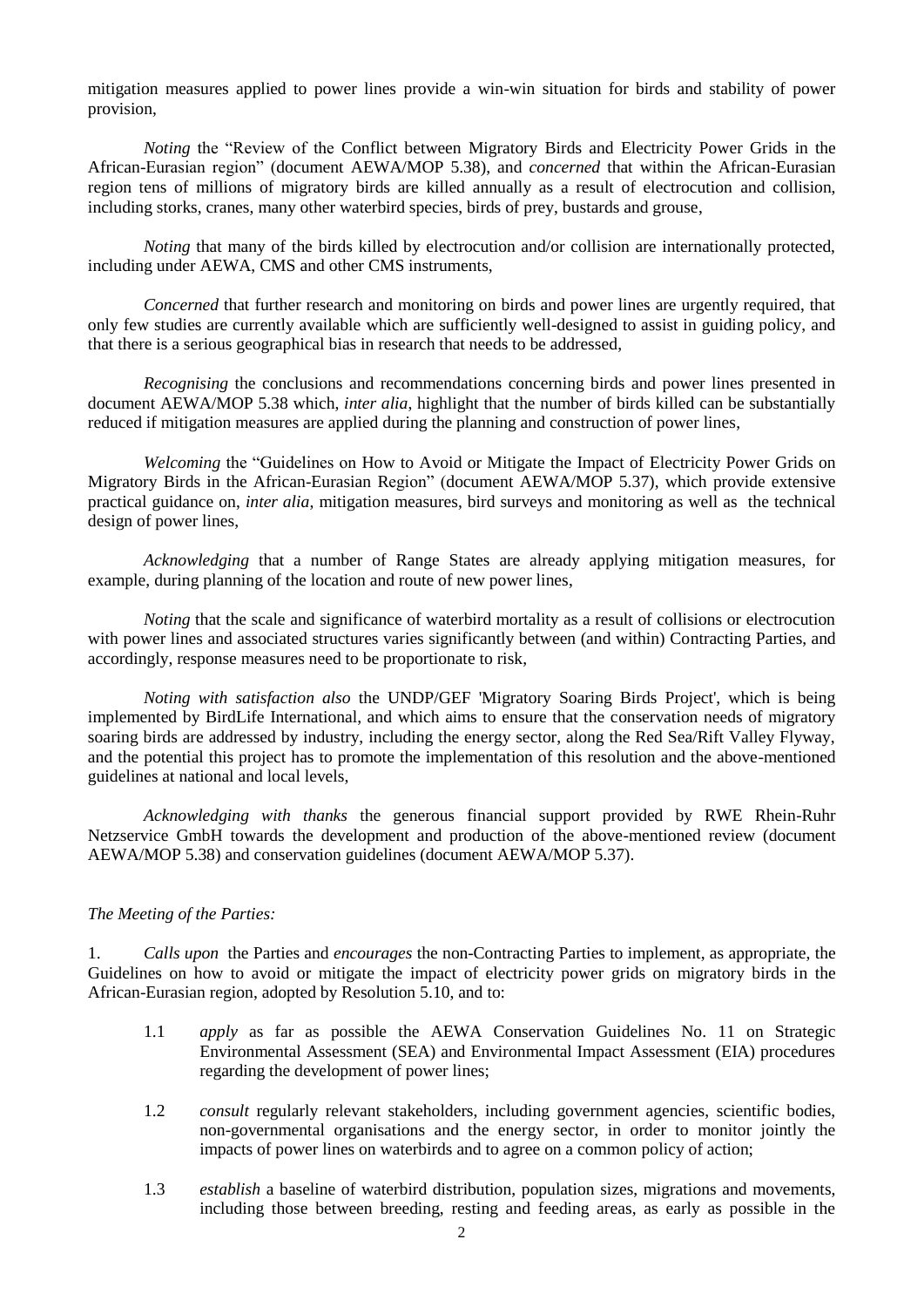mitigation measures applied to power lines provide a win-win situation for birds and stability of power provision,

*Noting* the "Review of the Conflict between Migratory Birds and Electricity Power Grids in the African-Eurasian region" (document AEWA/MOP 5.38), and *concerned* that within the African-Eurasian region tens of millions of migratory birds are killed annually as a result of electrocution and collision, including storks, cranes, many other waterbird species, birds of prey, bustards and grouse,

*Noting* that many of the birds killed by electrocution and/or collision are internationally protected, including under AEWA, CMS and other CMS instruments,

*Concerned* that further research and monitoring on birds and power lines are urgently required, that only few studies are currently available which are sufficiently well-designed to assist in guiding policy, and that there is a serious geographical bias in research that needs to be addressed,

*Recognising* the conclusions and recommendations concerning birds and power lines presented in document AEWA/MOP 5.38 which, *inter alia*, highlight that the number of birds killed can be substantially reduced if mitigation measures are applied during the planning and construction of power lines,

*Welcoming* the "Guidelines on How to Avoid or Mitigate the Impact of Electricity Power Grids on Migratory Birds in the African-Eurasian Region" (document AEWA/MOP 5.37), which provide extensive practical guidance on, *inter alia*, mitigation measures, bird surveys and monitoring as well as the technical design of power lines,

*Acknowledging* that a number of Range States are already applying mitigation measures, for example, during planning of the location and route of new power lines,

*Noting* that the scale and significance of waterbird mortality as a result of collisions or electrocution with power lines and associated structures varies significantly between (and within) Contracting Parties, and accordingly, response measures need to be proportionate to risk,

*Noting with satisfaction also* the UNDP/GEF 'Migratory Soaring Birds Project', which is being implemented by BirdLife International, and which aims to ensure that the conservation needs of migratory soaring birds are addressed by industry, including the energy sector, along the Red Sea/Rift Valley Flyway, and the potential this project has to promote the implementation of this resolution and the above-mentioned guidelines at national and local levels,

*Acknowledging with thanks* the generous financial support provided by RWE Rhein-Ruhr Netzservice GmbH towards the development and production of the above-mentioned review (document AEWA/MOP 5.38) and conservation guidelines (document AEWA/MOP 5.37).

*The Meeting of the Parties:*

1. *Calls upon* the Parties and *encourages* the non-Contracting Parties to implement, as appropriate, the Guidelines on how to avoid or mitigate the impact of electricity power grids on migratory birds in the African-Eurasian region, adopted by Resolution 5.10, and to:

   1.1 *apply* as far as possible the AEWA Conservation Guidelines No. 11 on Strategic Environmental Assessment (SEA) and Environmental Impact Assessment (EIA) procedures regarding the development of power lines;

   1.2 *consult* regularly relevant stakeholders, including government agencies, scientific bodies, non-governmental organisations and the energy sector, in order to monitor jointly the impacts of power lines on waterbirds and to agree on a common policy of action;

   1.3 *establish* a baseline of waterbird distribution, population sizes, migrations and movements, including those between breeding, resting and feeding areas, as early as possible in the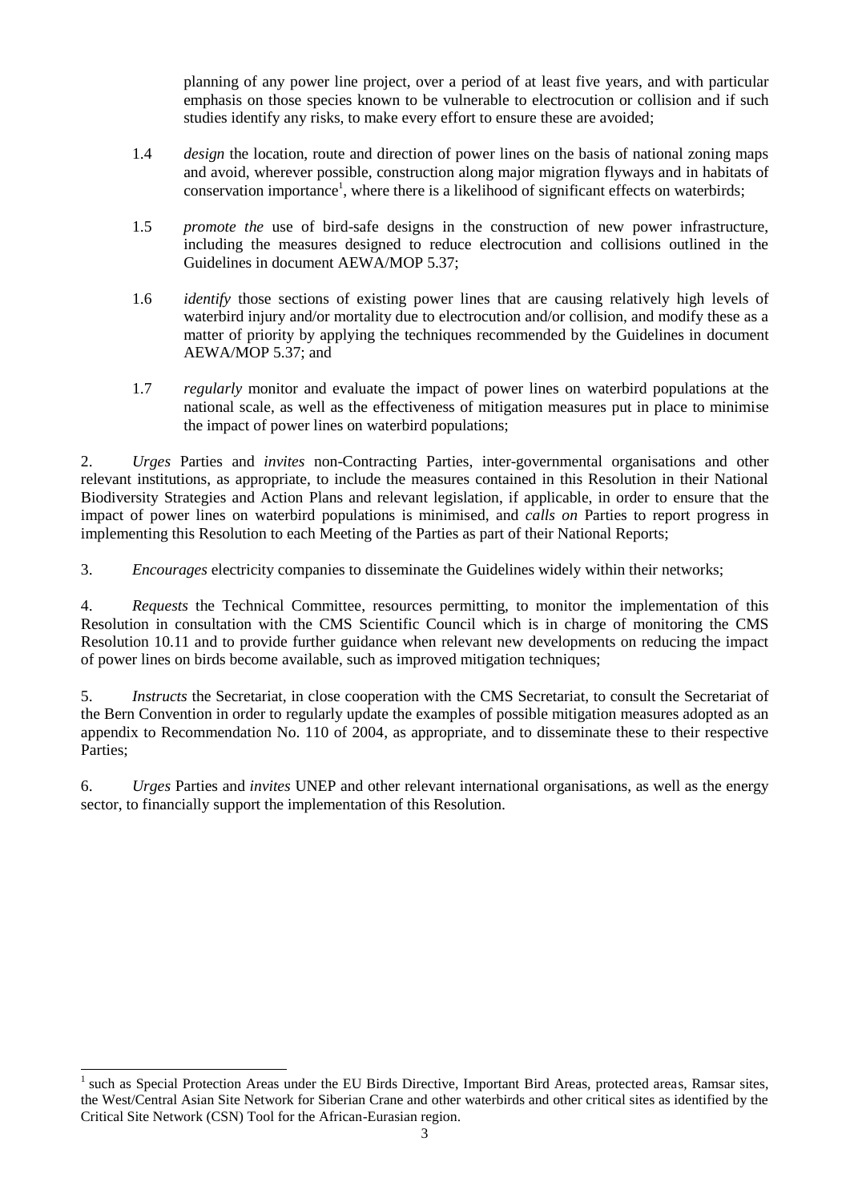planning of any power line project, over a period of at least five years, and with particular emphasis on those species known to be vulnerable to electrocution or collision and if such studies identify any risks, to make every effort to ensure these are avoided;

1.4 *design* the location, route and direction of power lines on the basis of national zoning maps and avoid, wherever possible, construction along major migration flyways and in habitats of conservation importance[1], where there is a likelihood of significant effects on waterbirds;

1.5 *promote the* use of bird-safe designs in the construction of new power infrastructure, including the measures designed to reduce electrocution and collisions outlined in the Guidelines in document AEWA/MOP 5.37;

1.6 *identify* those sections of existing power lines that are causing relatively high levels of waterbird injury and/or mortality due to electrocution and/or collision, and modify these as a matter of priority by applying the techniques recommended by the Guidelines in document AEWA/MOP 5.37; and

1.7 *regularly* monitor and evaluate the impact of power lines on waterbird populations at the national scale, as well as the effectiveness of mitigation measures put in place to minimise the impact of power lines on waterbird populations;

2. *Urges* Parties and *invites* non-Contracting Parties, inter-governmental organisations and other relevant institutions, as appropriate, to include the measures contained in this Resolution in their National Biodiversity Strategies and Action Plans and relevant legislation, if applicable, in order to ensure that the impact of power lines on waterbird populations is minimised, and *calls on* Parties to report progress in implementing this Resolution to each Meeting of the Parties as part of their National Reports;

3. *Encourages* electricity companies to disseminate the Guidelines widely within their networks;

4. *Requests* the Technical Committee, resources permitting, to monitor the implementation of this Resolution in consultation with the CMS Scientific Council which is in charge of monitoring the CMS Resolution 10.11 and to provide further guidance when relevant new developments on reducing the impact of power lines on birds become available, such as improved mitigation techniques;

5. *Instructs* the Secretariat, in close cooperation with the CMS Secretariat, to consult the Secretariat of the Bern Convention in order to regularly update the examples of possible mitigation measures adopted as an appendix to Recommendation No. 110 of 2004, as appropriate, and to disseminate these to their respective Parties;

6. *Urges* Parties and *invites* UNEP and other relevant international organisations, as well as the energy sector, to financially support the implementation of this Resolution.

[1] such as Special Protection Areas under the EU Birds Directive, Important Bird Areas, protected areas, Ramsar sites, the West/Central Asian Site Network for Siberian Crane and other waterbirds and other critical sites as identified by the Critical Site Network (CSN) Tool for the African-Eurasian region.